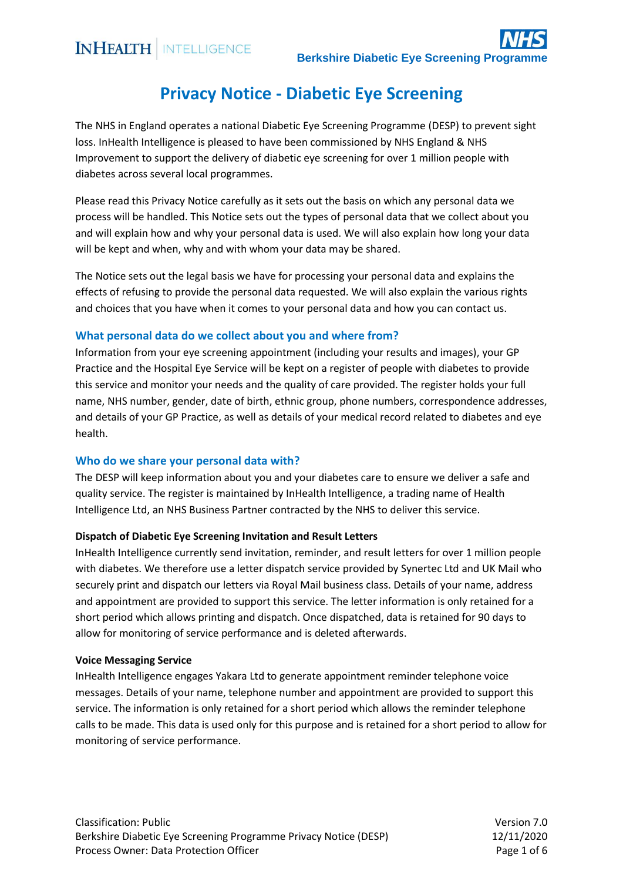# Privacy Notice - Diabetic Eye Screening

The NHS in England operates a national Diabetic Eye Screening Programme (DESP) to prevent sight loss. InHealth Intelligence is pleased to have been commissioned by NHS England & NHS Improvement to support the delivery of diabetic eye screening for over 1 million people with diabetes across several local programmes.

Please read this Privacy Notice carefully as it sets out the basis on which any personal data we process will be handled. This Notice sets out the types of personal data that we collect about you and will explain how and why your personal data is used. We will also explain how long your data will be kept and when, why and with whom your data may be shared.

The Notice sets out the legal basis we have for processing your personal data and explains the effects of refusing to provide the personal data requested. We will also explain the various rights and choices that you have when it comes to your personal data and how you can contact us.

## What personal data do we collect about you and where from?

Information from your eye screening appointment (including your results and images), your GP Practice and the Hospital Eye Service will be kept on a register of people with diabetes to provide this service and monitor your needs and the quality of care provided. The register holds your full name, NHS number, gender, date of birth, ethnic group, phone numbers, correspondence addresses, and details of your GP Practice, as well as details of your medical record related to diabetes and eye health.

## Who do we share your personal data with?

The DESP will keep information about you and your diabetes care to ensure we deliver a safe and quality service. The register is maintained by InHealth Intelligence, a trading name of Health Intelligence Ltd, an NHS Business Partner contracted by the NHS to deliver this service.

**Dispatch of Diabetic Eye Screening Invitation and Result Letters**

InHealth Intelligence currently send invitation, reminder, and result letters for over 1 million people with diabetes. We therefore use a letter dispatch service provided by Synertec Ltd and UK Mail who securely print and dispatch our letters via Royal Mail business class. Details of your name, address and appointment are provided to support this service. The letter information is only retained for a short period which allows printing and dispatch. Once dispatched, data is retained for 90 days to allow for monitoring of service performance and is deleted afterwards.

**Voice Messaging Service**

InHealth Intelligence engages Yakara Ltd to generate appointment reminder telephone voice messages. Details of your name, telephone number and appointment are provided to support this service. The information is only retained for a short period which allows the reminder telephone calls to be made. This data is used only for this purpose and is retained for a short period to allow for monitoring of service performance.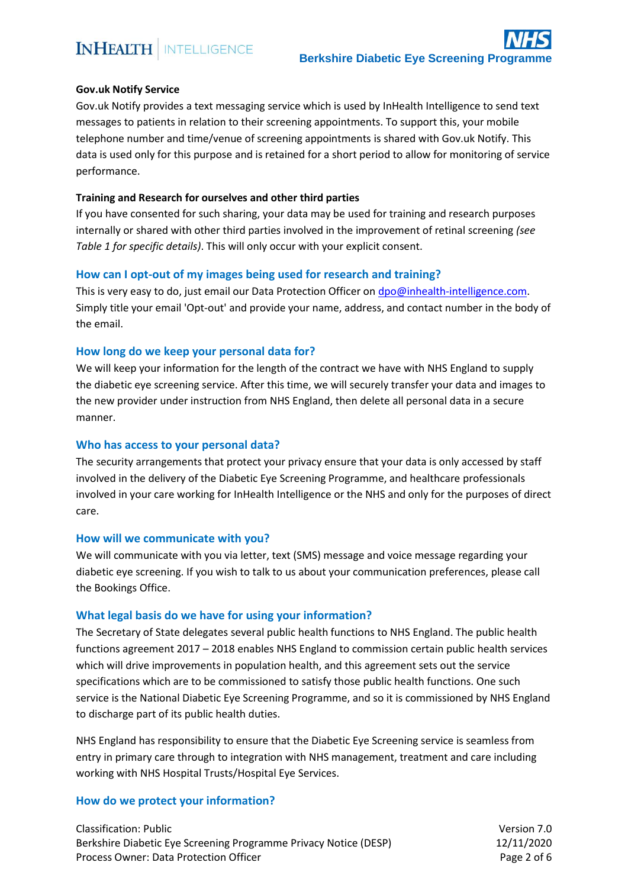**Gov.uk Notify Service**

Gov.uk Notify provides a text messaging service which is used by InHealth Intelligence to send text messages to patients in relation to their screening appointments. To support this, your mobile telephone number and time/venue of screening appointments is shared with Gov.uk Notify. This data is used only for this purpose and is retained for a short period to allow for monitoring of service performance.

**Training and Research for ourselves and other third parties**

If you have consented for such sharing, your data may be used for training and research purposes internally or shared with other third parties involved in the improvement of retinal screening *(see Table 1 for specific details)*. This will only occur with your explicit consent.

## How can I opt-out of my images being used for research and training?

This is very easy to do, just email our Data Protection Officer on dpo@inhealth-intelligence.com. Simply title your email 'Opt-out' and provide your name, address, and contact number in the body of the email.

## How long do we keep your personal data for?

We will keep your information for the length of the contract we have with NHS England to supply the diabetic eye screening service. After this time, we will securely transfer your data and images to the new provider under instruction from NHS England, then delete all personal data in a secure manner.

## Who has access to your personal data?

The security arrangements that protect your privacy ensure that your data is only accessed by staff involved in the delivery of the Diabetic Eye Screening Programme, and healthcare professionals involved in your care working for InHealth Intelligence or the NHS and only for the purposes of direct care.

## How will we communicate with you?

We will communicate with you via letter, text (SMS) message and voice message regarding your diabetic eye screening. If you wish to talk to us about your communication preferences, please call the Bookings Office.

## What legal basis do we have for using your information?

The Secretary of State delegates several public health functions to NHS England. The public health functions agreement 2017 – 2018 enables NHS England to commission certain public health services which will drive improvements in population health, and this agreement sets out the service specifications which are to be commissioned to satisfy those public health functions. One such service is the National Diabetic Eye Screening Programme, and so it is commissioned by NHS England to discharge part of its public health duties.

NHS England has responsibility to ensure that the Diabetic Eye Screening service is seamless from entry in primary care through to integration with NHS management, treatment and care including working with NHS Hospital Trusts/Hospital Eye Services.

## How do we protect your information?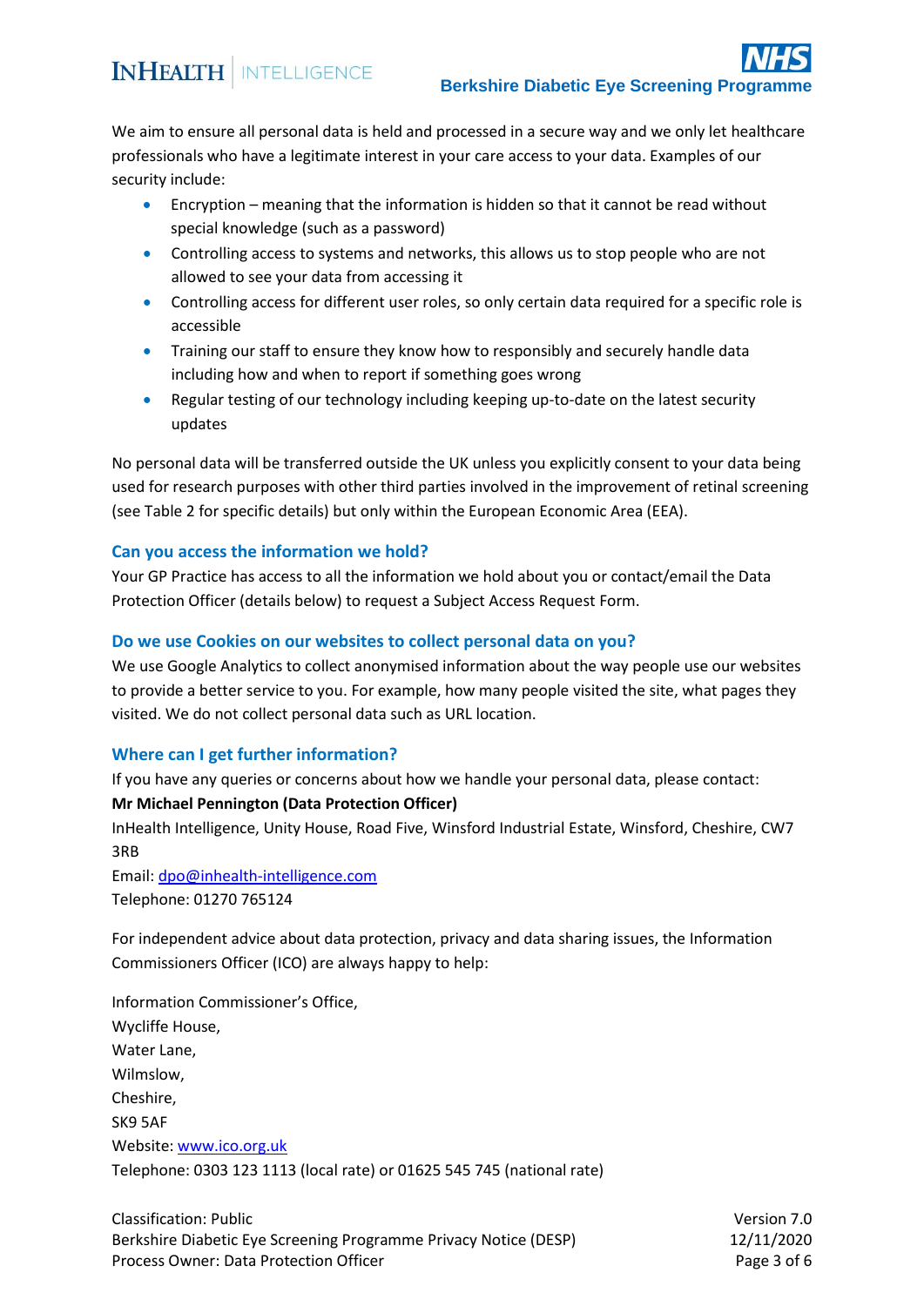We aim to ensure all personal data is held and processed in a secure way and we only let healthcare professionals who have a legitimate interest in your care access to your data. Examples of our security include:

- Encryption – meaning that the information is hidden so that it cannot be read without special knowledge (such as a password)
- Controlling access to systems and networks, this allows us to stop people who are not allowed to see your data from accessing it
- Controlling access for different user roles, so only certain data required for a specific role is accessible
- Training our staff to ensure they know how to responsibly and securely handle data including how and when to report if something goes wrong
- Regular testing of our technology including keeping up-to-date on the latest security updates

No personal data will be transferred outside the UK unless you explicitly consent to your data being used for research purposes with other third parties involved in the improvement of retinal screening (see Table 2 for specific details) but only within the European Economic Area (EEA).

## Can you access the information we hold?

Your GP Practice has access to all the information we hold about you or contact/email the Data Protection Officer (details below) to request a Subject Access Request Form.

## Do we use Cookies on our websites to collect personal data on you?

We use Google Analytics to collect anonymised information about the way people use our websites to provide a better service to you. For example, how many people visited the site, what pages they visited. We do not collect personal data such as URL location.

## Where can I get further information?

If you have any queries or concerns about how we handle your personal data, please contact:

**Mr Michael Pennington (Data Protection Officer)**

InHealth Intelligence, Unity House, Road Five, Winsford Industrial Estate, Winsford, Cheshire, CW7 3RB

Email: dpo@inhealth-intelligence.com

Telephone: 01270 765124

For independent advice about data protection, privacy and data sharing issues, the Information Commissioners Officer (ICO) are always happy to help:

Information Commissioner's Office,
Wycliffe House,
Water Lane,
Wilmslow,
Cheshire,
SK9 5AF
Website: www.ico.org.uk
Telephone: 0303 123 1113 (local rate) or 01625 545 745 (national rate)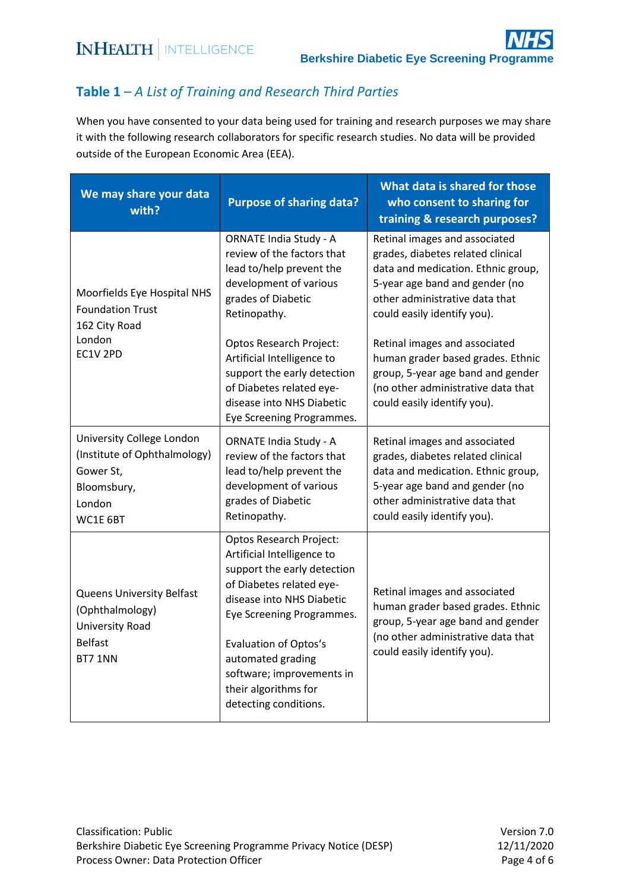## **Table 1** – *A List of Training and Research Third Parties*

When you have consented to your data being used for training and research purposes we may share it with the following research collaborators for specific research studies. No data will be provided outside of the European Economic Area (EEA).

| We may share your data with? | Purpose of sharing data? | What data is shared for those who consent to sharing for training & research purposes? |
|---|---|---|
| Moorfields Eye Hospital NHS Foundation Trust<br>162 City Road<br>London<br>EC1V 2PD | ORNATE India Study - A review of the factors that lead to/help prevent the development of various grades of Diabetic Retinopathy.<br><br>Optos Research Project: Artificial Intelligence to support the early detection of Diabetes related eye-disease into NHS Diabetic Eye Screening Programmes. | Retinal images and associated grades, diabetes related clinical data and medication. Ethnic group, 5-year age band and gender (no other administrative data that could easily identify you).<br><br>Retinal images and associated human grader based grades. Ethnic group, 5-year age band and gender (no other administrative data that could easily identify you). |
| University College London (Institute of Ophthalmology)<br>Gower St,<br>Bloomsbury,<br>London<br>WC1E 6BT | ORNATE India Study - A review of the factors that lead to/help prevent the development of various grades of Diabetic Retinopathy. | Retinal images and associated grades, diabetes related clinical data and medication. Ethnic group, 5-year age band and gender (no other administrative data that could easily identify you). |
| Queens University Belfast (Ophthalmology)<br>University Road<br>Belfast<br>BT7 1NN | Optos Research Project: Artificial Intelligence to support the early detection of Diabetes related eye-disease into NHS Diabetic Eye Screening Programmes.<br><br>Evaluation of Optos's automated grading software; improvements in their algorithms for detecting conditions. | Retinal images and associated human grader based grades. Ethnic group, 5-year age band and gender (no other administrative data that could easily identify you). |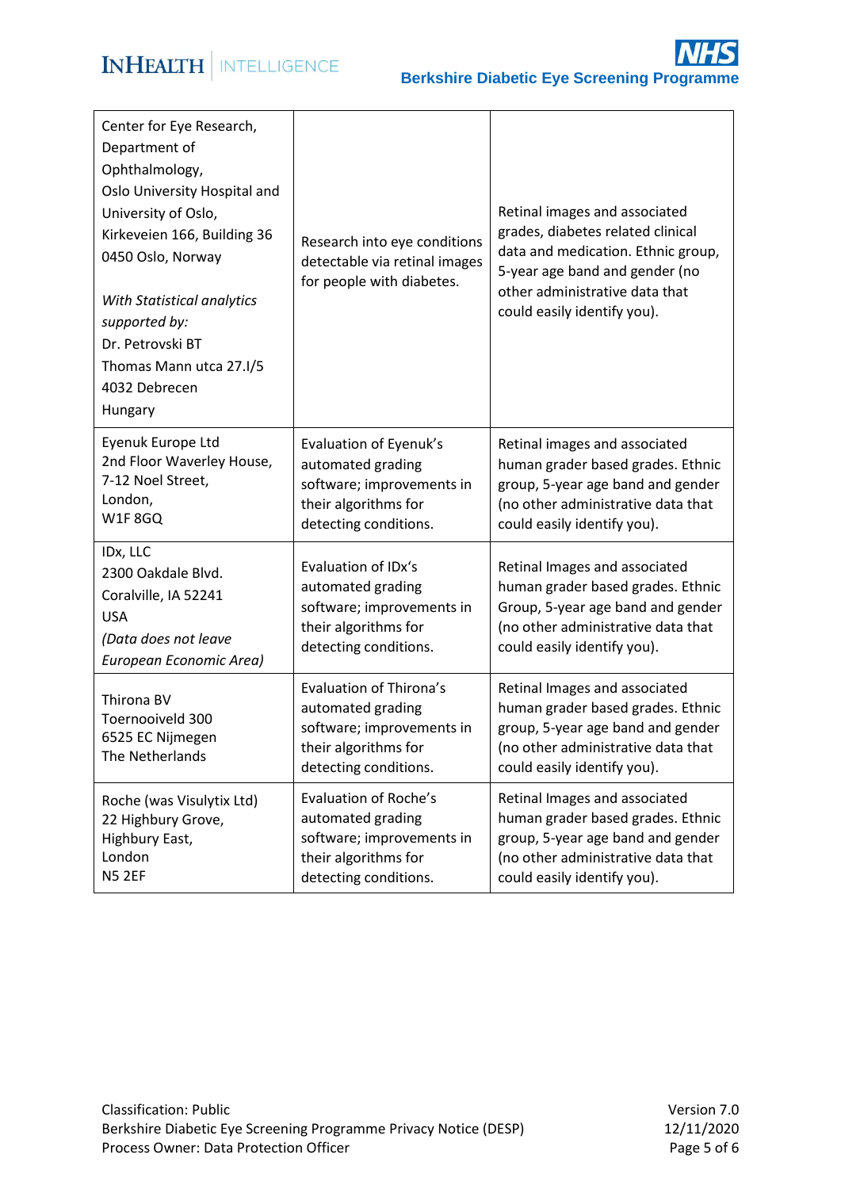| | | |
|---|---|---|
| Center for Eye Research, Department of Ophthalmology, Oslo University Hospital and University of Oslo, Kirkeveien 166, Building 36 0450 Oslo, Norway<br><br>*With Statistical analytics supported by:*<br>Dr. Petrovski BT<br>Thomas Mann utca 27.I/5<br>4032 Debrecen<br>Hungary | Research into eye conditions detectable via retinal images for people with diabetes. | Retinal images and associated grades, diabetes related clinical data and medication. Ethnic group, 5-year age band and gender (no other administrative data that could easily identify you). |
| Eyenuk Europe Ltd<br>2nd Floor Waverley House,<br>7-12 Noel Street,<br>London,<br>W1F 8GQ | Evaluation of Eyenuk's automated grading software; improvements in their algorithms for detecting conditions. | Retinal images and associated human grader based grades. Ethnic group, 5-year age band and gender (no other administrative data that could easily identify you). |
| IDx, LLC<br>2300 Oakdale Blvd.<br>Coralville, IA 52241<br>USA<br>*(Data does not leave European Economic Area)* | Evaluation of IDx's automated grading software; improvements in their algorithms for detecting conditions. | Retinal Images and associated human grader based grades. Ethnic Group, 5-year age band and gender (no other administrative data that could easily identify you). |
| Thirona BV<br>Toernooiveld 300<br>6525 EC Nijmegen<br>The Netherlands | Evaluation of Thirona's automated grading software; improvements in their algorithms for detecting conditions. | Retinal Images and associated human grader based grades. Ethnic group, 5-year age band and gender (no other administrative data that could easily identify you). |
| Roche (was Visulytix Ltd)<br>22 Highbury Grove,<br>Highbury East,<br>London<br>N5 2EF | Evaluation of Roche's automated grading software; improvements in their algorithms for detecting conditions. | Retinal Images and associated human grader based grades. Ethnic group, 5-year age band and gender (no other administrative data that could easily identify you). |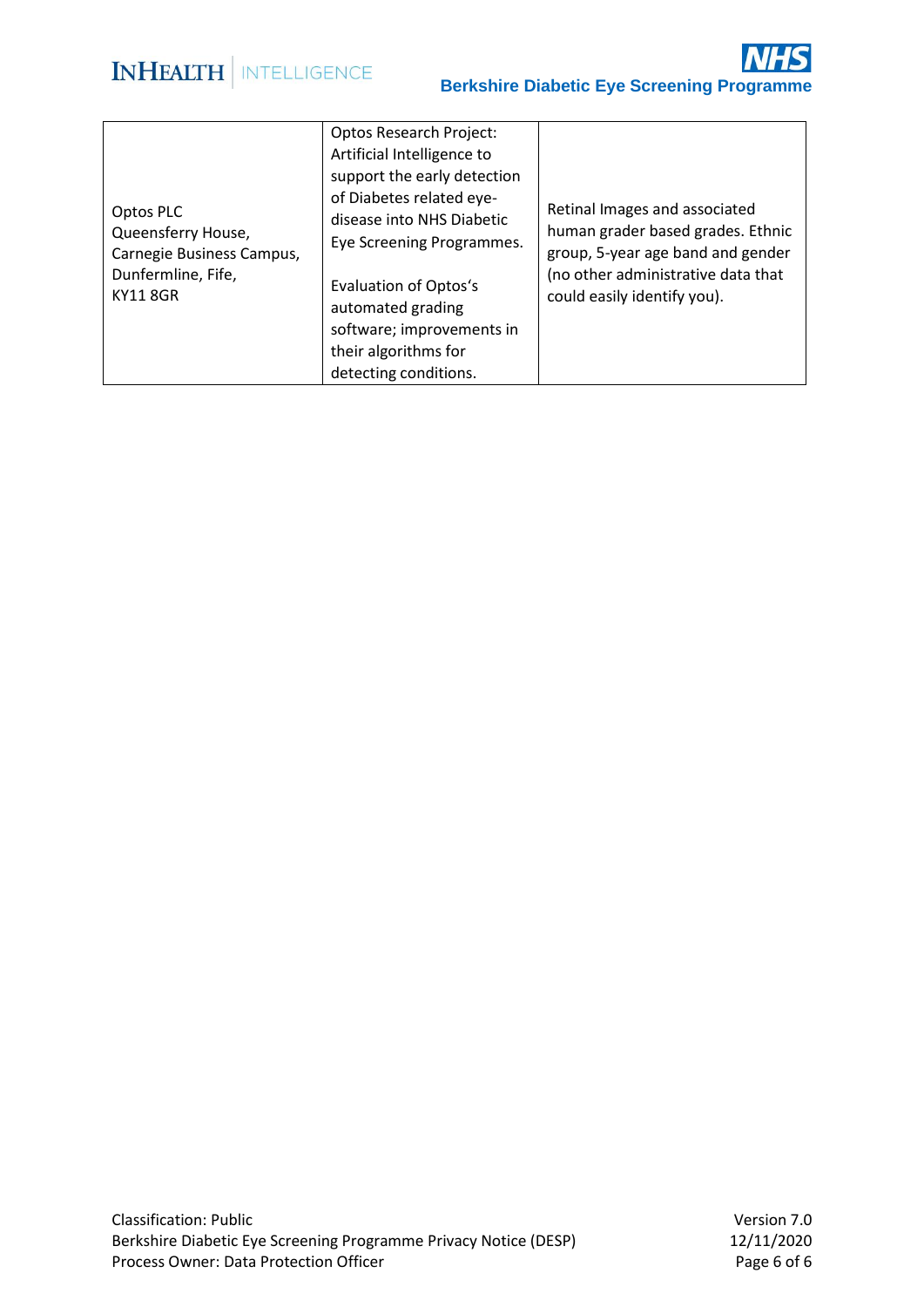| | | |
|---|---|---|
| Optos PLC<br>Queensferry House,<br>Carnegie Business Campus,<br>Dunfermline, Fife,<br>KY11 8GR | Optos Research Project: Artificial Intelligence to support the early detection of Diabetes related eye-disease into NHS Diabetic Eye Screening Programmes.<br><br>Evaluation of Optos's automated grading software; improvements in their algorithms for detecting conditions. | Retinal Images and associated human grader based grades. Ethnic group, 5-year age band and gender (no other administrative data that could easily identify you). |